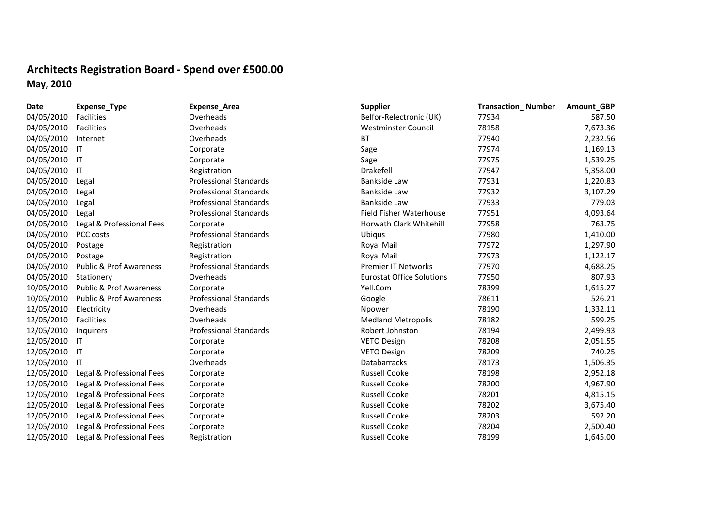# Architects Registration Board - Spend over £500.00

**May, 2010**

| Date | Expense_Type | Expense_Area | Supplier | Transaction_ Number | Amount_GBP |
|---|---|---|---|---|---|
| 04/05/2010 | Facilities | Overheads | Belfor-Relectronic (UK) | 77934 | 587.50 |
| 04/05/2010 | Facilities | Overheads | Westminster Council | 78158 | 7,673.36 |
| 04/05/2010 | Internet | Overheads | BT | 77940 | 2,232.56 |
| 04/05/2010 | IT | Corporate | Sage | 77974 | 1,169.13 |
| 04/05/2010 | IT | Corporate | Sage | 77975 | 1,539.25 |
| 04/05/2010 | IT | Registration | Drakefell | 77947 | 5,358.00 |
| 04/05/2010 | Legal | Professional Standards | Bankside Law | 77931 | 1,220.83 |
| 04/05/2010 | Legal | Professional Standards | Bankside Law | 77932 | 3,107.29 |
| 04/05/2010 | Legal | Professional Standards | Bankside Law | 77933 | 779.03 |
| 04/05/2010 | Legal | Professional Standards | Field Fisher Waterhouse | 77951 | 4,093.64 |
| 04/05/2010 | Legal & Professional Fees | Corporate | Horwath Clark Whitehill | 77958 | 763.75 |
| 04/05/2010 | PCC costs | Professional Standards | Ubiqus | 77980 | 1,410.00 |
| 04/05/2010 | Postage | Registration | Royal Mail | 77972 | 1,297.90 |
| 04/05/2010 | Postage | Registration | Royal Mail | 77973 | 1,122.17 |
| 04/05/2010 | Public & Prof Awareness | Professional Standards | Premier IT Networks | 77970 | 4,688.25 |
| 04/05/2010 | Stationery | Overheads | Eurostat Office Solutions | 77950 | 807.93 |
| 10/05/2010 | Public & Prof Awareness | Corporate | Yell.Com | 78399 | 1,615.27 |
| 10/05/2010 | Public & Prof Awareness | Professional Standards | Google | 78611 | 526.21 |
| 12/05/2010 | Electricity | Overheads | Npower | 78190 | 1,332.11 |
| 12/05/2010 | Facilities | Overheads | Medland Metropolis | 78182 | 599.25 |
| 12/05/2010 | Inquirers | Professional Standards | Robert Johnston | 78194 | 2,499.93 |
| 12/05/2010 | IT | Corporate | VETO Design | 78208 | 2,051.55 |
| 12/05/2010 | IT | Corporate | VETO Design | 78209 | 740.25 |
| 12/05/2010 | IT | Overheads | Databarracks | 78173 | 1,506.35 |
| 12/05/2010 | Legal & Professional Fees | Corporate | Russell Cooke | 78198 | 2,952.18 |
| 12/05/2010 | Legal & Professional Fees | Corporate | Russell Cooke | 78200 | 4,967.90 |
| 12/05/2010 | Legal & Professional Fees | Corporate | Russell Cooke | 78201 | 4,815.15 |
| 12/05/2010 | Legal & Professional Fees | Corporate | Russell Cooke | 78202 | 3,675.40 |
| 12/05/2010 | Legal & Professional Fees | Corporate | Russell Cooke | 78203 | 592.20 |
| 12/05/2010 | Legal & Professional Fees | Corporate | Russell Cooke | 78204 | 2,500.40 |
| 12/05/2010 | Legal & Professional Fees | Registration | Russell Cooke | 78199 | 1,645.00 |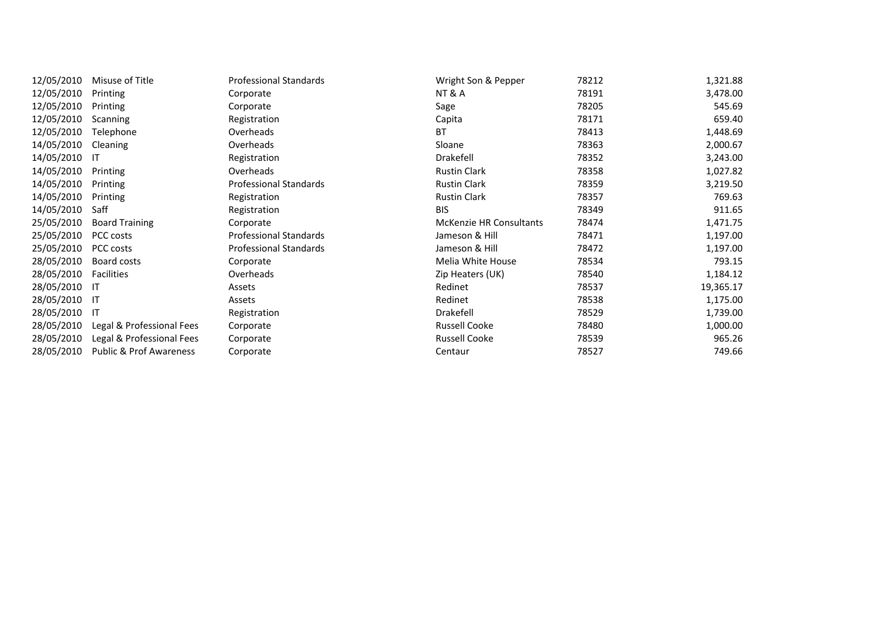| | | | | | |
|---|---|---|---|---|---|
| 12/05/2010 | Misuse of Title | Professional Standards | Wright Son & Pepper | 78212 | 1,321.88 |
| 12/05/2010 | Printing | Corporate | NT & A | 78191 | 3,478.00 |
| 12/05/2010 | Printing | Corporate | Sage | 78205 | 545.69 |
| 12/05/2010 | Scanning | Registration | Capita | 78171 | 659.40 |
| 12/05/2010 | Telephone | Overheads | BT | 78413 | 1,448.69 |
| 14/05/2010 | Cleaning | Overheads | Sloane | 78363 | 2,000.67 |
| 14/05/2010 | IT | Registration | Drakefell | 78352 | 3,243.00 |
| 14/05/2010 | Printing | Overheads | Rustin Clark | 78358 | 1,027.82 |
| 14/05/2010 | Printing | Professional Standards | Rustin Clark | 78359 | 3,219.50 |
| 14/05/2010 | Printing | Registration | Rustin Clark | 78357 | 769.63 |
| 14/05/2010 | Saff | Registration | BIS | 78349 | 911.65 |
| 25/05/2010 | Board Training | Corporate | McKenzie HR Consultants | 78474 | 1,471.75 |
| 25/05/2010 | PCC costs | Professional Standards | Jameson & Hill | 78471 | 1,197.00 |
| 25/05/2010 | PCC costs | Professional Standards | Jameson & Hill | 78472 | 1,197.00 |
| 28/05/2010 | Board costs | Corporate | Melia White House | 78534 | 793.15 |
| 28/05/2010 | Facilities | Overheads | Zip Heaters (UK) | 78540 | 1,184.12 |
| 28/05/2010 | IT | Assets | Redinet | 78537 | 19,365.17 |
| 28/05/2010 | IT | Assets | Redinet | 78538 | 1,175.00 |
| 28/05/2010 | IT | Registration | Drakefell | 78529 | 1,739.00 |
| 28/05/2010 | Legal & Professional Fees | Corporate | Russell Cooke | 78480 | 1,000.00 |
| 28/05/2010 | Legal & Professional Fees | Corporate | Russell Cooke | 78539 | 965.26 |
| 28/05/2010 | Public & Prof Awareness | Corporate | Centaur | 78527 | 749.66 |